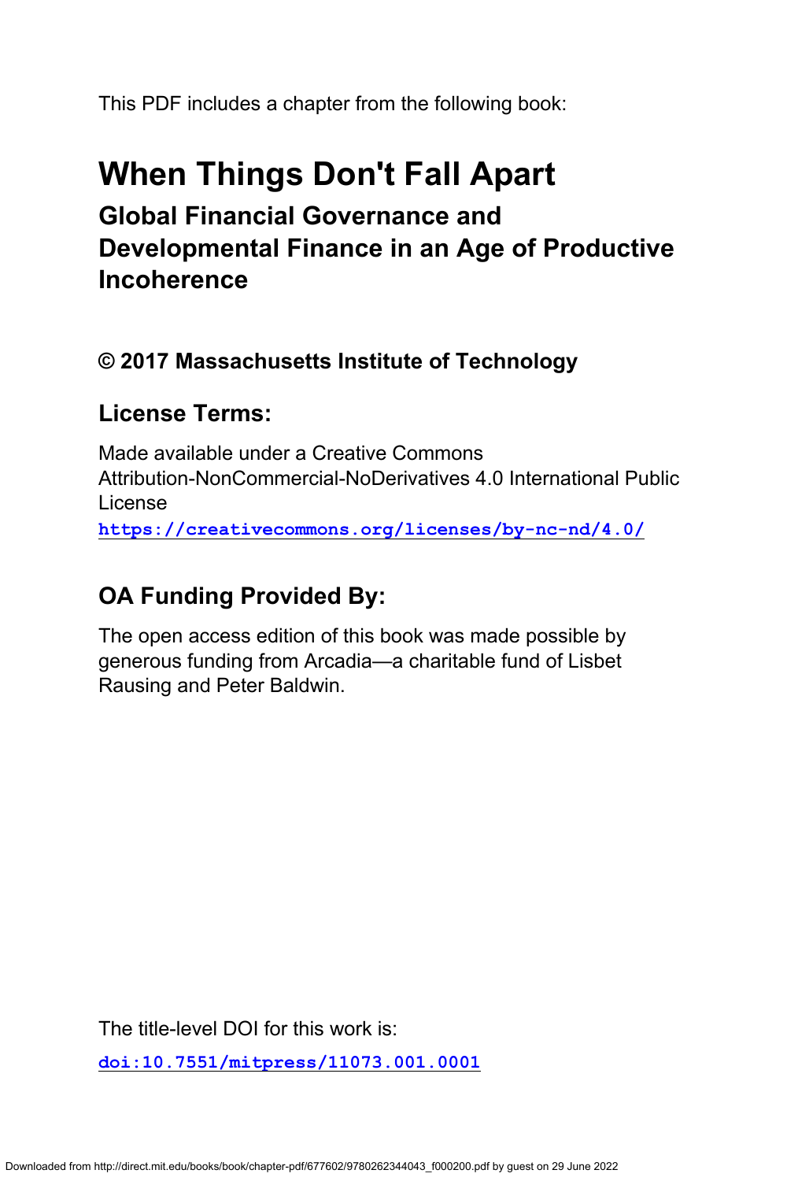This PDF includes a chapter from the following book:

# When Things Don't Fall Apart

## Global Financial Governance and Developmental Finance in an Age of Productive Incoherence

### © 2017 Massachusetts Institute of Technology

### License Terms:

Made available under a Creative Commons Attribution-NonCommercial-NoDerivatives 4.0 International Public License

**https://creativecommons.org/licenses/by-nc-nd/4.0/**

### OA Funding Provided By:

The open access edition of this book was made possible by generous funding from Arcadia—a charitable fund of Lisbet Rausing and Peter Baldwin.

The title-level DOI for this work is:

**doi:10.7551/mitpress/11073.001.0001**

Downloaded from http://direct.mit.edu/books/book/chapter-pdf/677602/9780262344043_f000200.pdf by guest on 29 June 2022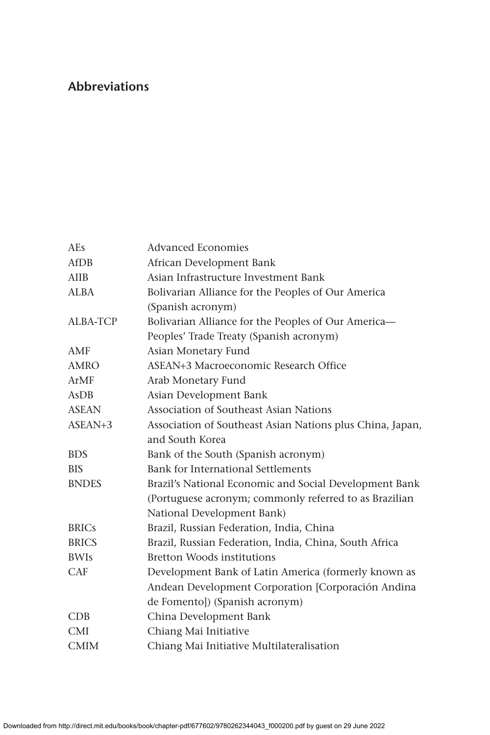## Abbreviations

| | |
|---|---|
| AEs | Advanced Economies |
| AfDB | African Development Bank |
| AIIB | Asian Infrastructure Investment Bank |
| ALBA | Bolivarian Alliance for the Peoples of Our America (Spanish acronym) |
| ALBA-TCP | Bolivarian Alliance for the Peoples of Our America—Peoples' Trade Treaty (Spanish acronym) |
| AMF | Asian Monetary Fund |
| AMRO | ASEAN+3 Macroeconomic Research Office |
| ArMF | Arab Monetary Fund |
| AsDB | Asian Development Bank |
| ASEAN | Association of Southeast Asian Nations |
| ASEAN+3 | Association of Southeast Asian Nations plus China, Japan, and South Korea |
| BDS | Bank of the South (Spanish acronym) |
| BIS | Bank for International Settlements |
| BNDES | Brazil's National Economic and Social Development Bank (Portuguese acronym; commonly referred to as Brazilian National Development Bank) |
| BRICs | Brazil, Russian Federation, India, China |
| BRICS | Brazil, Russian Federation, India, China, South Africa |
| BWIs | Bretton Woods institutions |
| CAF | Development Bank of Latin America (formerly known as Andean Development Corporation [Corporación Andina de Fomento]) (Spanish acronym) |
| CDB | China Development Bank |
| CMI | Chiang Mai Initiative |
| CMIM | Chiang Mai Initiative Multilateralisation |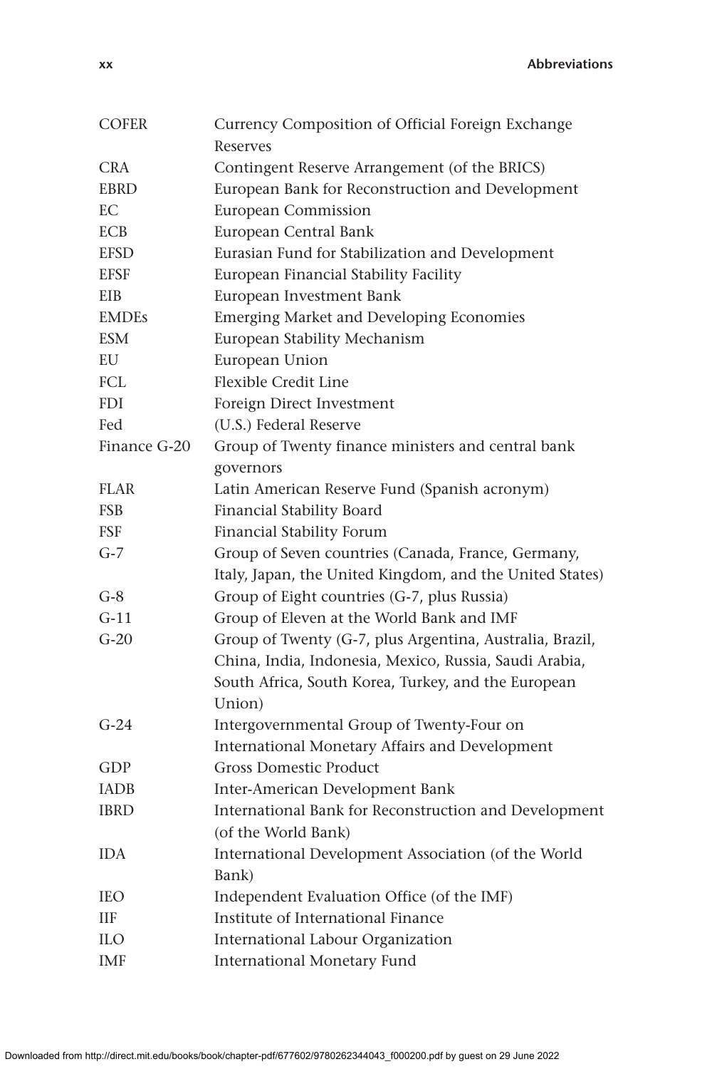| | |
|---|---|
| COFER | Currency Composition of Official Foreign Exchange Reserves |
| CRA | Contingent Reserve Arrangement (of the BRICS) |
| EBRD | European Bank for Reconstruction and Development |
| EC | European Commission |
| ECB | European Central Bank |
| EFSD | Eurasian Fund for Stabilization and Development |
| EFSF | European Financial Stability Facility |
| EIB | European Investment Bank |
| EMDEs | Emerging Market and Developing Economies |
| ESM | European Stability Mechanism |
| EU | European Union |
| FCL | Flexible Credit Line |
| FDI | Foreign Direct Investment |
| Fed | (U.S.) Federal Reserve |
| Finance G-20 | Group of Twenty finance ministers and central bank governors |
| FLAR | Latin American Reserve Fund (Spanish acronym) |
| FSB | Financial Stability Board |
| FSF | Financial Stability Forum |
| G-7 | Group of Seven countries (Canada, France, Germany, Italy, Japan, the United Kingdom, and the United States) |
| G-8 | Group of Eight countries (G-7, plus Russia) |
| G-11 | Group of Eleven at the World Bank and IMF |
| G-20 | Group of Twenty (G-7, plus Argentina, Australia, Brazil, China, India, Indonesia, Mexico, Russia, Saudi Arabia, South Africa, South Korea, Turkey, and the European Union) |
| G-24 | Intergovernmental Group of Twenty-Four on International Monetary Affairs and Development |
| GDP | Gross Domestic Product |
| IADB | Inter-American Development Bank |
| IBRD | International Bank for Reconstruction and Development (of the World Bank) |
| IDA | International Development Association (of the World Bank) |
| IEO | Independent Evaluation Office (of the IMF) |
| IIF | Institute of International Finance |
| ILO | International Labour Organization |
| IMF | International Monetary Fund |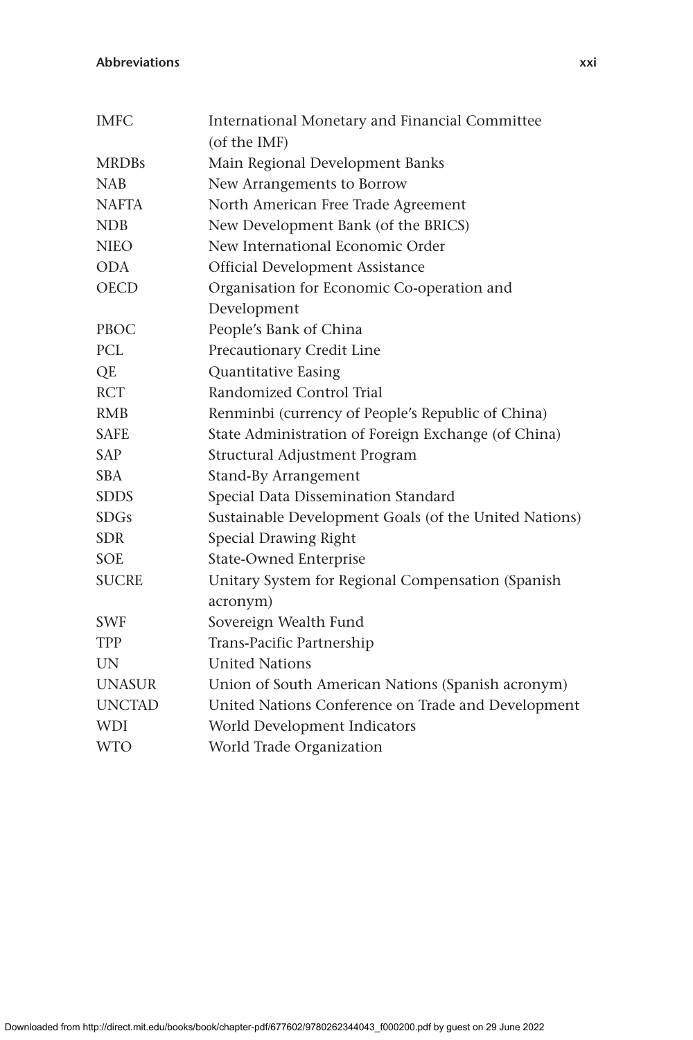| | |
|---|---|
| IMFC | International Monetary and Financial Committee (of the IMF) |
| MRDBs | Main Regional Development Banks |
| NAB | New Arrangements to Borrow |
| NAFTA | North American Free Trade Agreement |
| NDB | New Development Bank (of the BRICS) |
| NIEO | New International Economic Order |
| ODA | Official Development Assistance |
| OECD | Organisation for Economic Co-operation and Development |
| PBOC | People's Bank of China |
| PCL | Precautionary Credit Line |
| QE | Quantitative Easing |
| RCT | Randomized Control Trial |
| RMB | Renminbi (currency of People's Republic of China) |
| SAFE | State Administration of Foreign Exchange (of China) |
| SAP | Structural Adjustment Program |
| SBA | Stand-By Arrangement |
| SDDS | Special Data Dissemination Standard |
| SDGs | Sustainable Development Goals (of the United Nations) |
| SDR | Special Drawing Right |
| SOE | State-Owned Enterprise |
| SUCRE | Unitary System for Regional Compensation (Spanish acronym) |
| SWF | Sovereign Wealth Fund |
| TPP | Trans-Pacific Partnership |
| UN | United Nations |
| UNASUR | Union of South American Nations (Spanish acronym) |
| UNCTAD | United Nations Conference on Trade and Development |
| WDI | World Development Indicators |
| WTO | World Trade Organization |